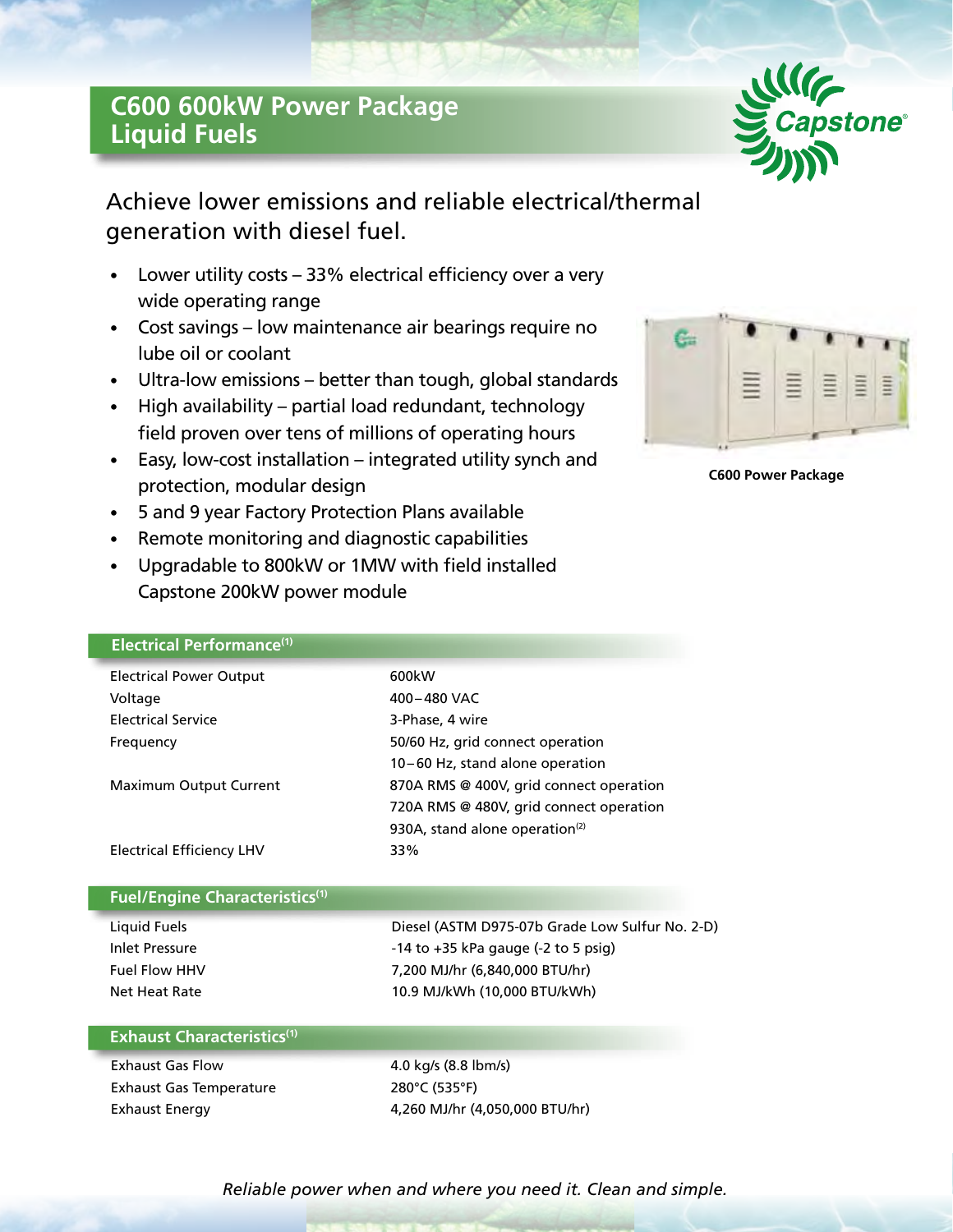# C600 600kW Power Package
# Liquid Fuels

Achieve lower emissions and reliable electrical/thermal generation with diesel fuel.

- Lower utility costs – 33% electrical efficiency over a very wide operating range
- Cost savings – low maintenance air bearings require no lube oil or coolant
- Ultra-low emissions – better than tough, global standards
- High availability – partial load redundant, technology field proven over tens of millions of operating hours
- Easy, low-cost installation – integrated utility synch and protection, modular design
- 5 and 9 year Factory Protection Plans available
- Remote monitoring and diagnostic capabilities
- Upgradable to 800kW or 1MW with field installed Capstone 200kW power module

**C600 Power Package**

## Electrical Performance[1]

| | |
|---|---|
| Electrical Power Output | 600kW |
| Voltage | 400–480 VAC |
| Electrical Service | 3-Phase, 4 wire |
| Frequency | 50/60 Hz, grid connect operation<br>10–60 Hz, stand alone operation |
| Maximum Output Current | 870A RMS @ 400V, grid connect operation<br>720A RMS @ 480V, grid connect operation<br>930A, stand alone operation[2] |
| Electrical Efficiency LHV | 33% |

## Fuel/Engine Characteristics[1]

| | |
|---|---|
| Liquid Fuels | Diesel (ASTM D975-07b Grade Low Sulfur No. 2-D) |
| Inlet Pressure | -14 to +35 kPa gauge (-2 to 5 psig) |
| Fuel Flow HHV | 7,200 MJ/hr (6,840,000 BTU/hr) |
| Net Heat Rate | 10.9 MJ/kWh (10,000 BTU/kWh) |

## Exhaust Characteristics[1]

| | |
|---|---|
| Exhaust Gas Flow | 4.0 kg/s (8.8 lbm/s) |
| Exhaust Gas Temperature | 280°C (535°F) |
| Exhaust Energy | 4,260 MJ/hr (4,050,000 BTU/hr) |

*Reliable power when and where you need it. Clean and simple.*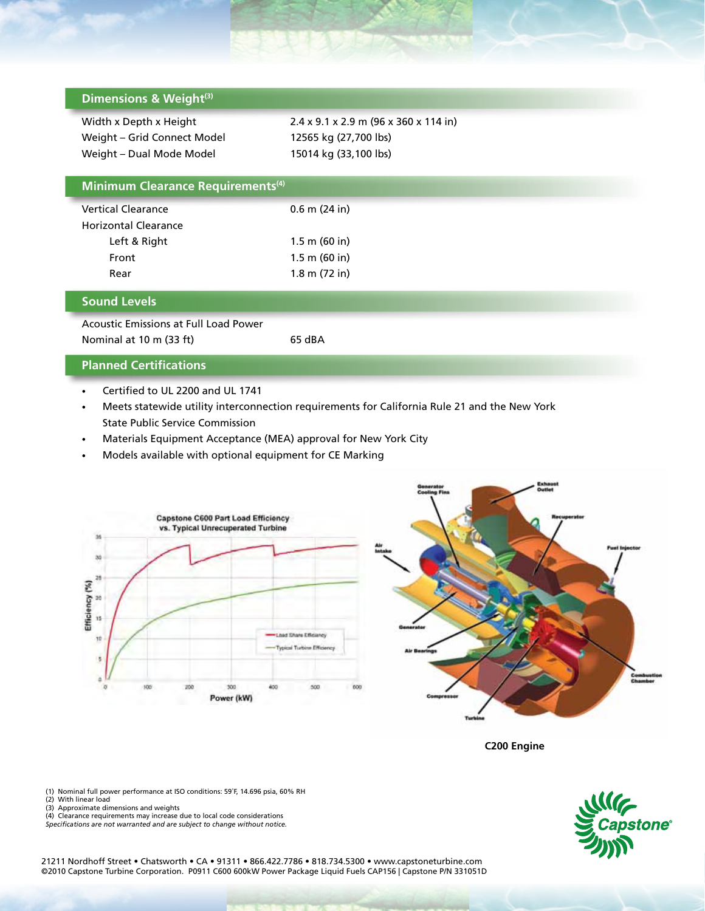## Dimensions & Weight[3]

| | |
|---|---|
| Width x Depth x Height | 2.4 x 9.1 x 2.9 m (96 x 360 x 114 in) |
| Weight – Grid Connect Model | 12565 kg (27,700 lbs) |
| Weight – Dual Mode Model | 15014 kg (33,100 lbs) |

## Minimum Clearance Requirements[4]

| | |
|---|---|
| Vertical Clearance | 0.6 m (24 in) |
| Horizontal Clearance | |
| Left & Right | 1.5 m (60 in) |
| Front | 1.5 m (60 in) |
| Rear | 1.8 m (72 in) |

## Sound Levels

| | |
|---|---|
| Acoustic Emissions at Full Load Power | |
| Nominal at 10 m (33 ft) | 65 dBA |

## Planned Certifications

- Certified to UL 2200 and UL 1741
- Meets statewide utility interconnection requirements for California Rule 21 and the New York State Public Service Commission
- Materials Equipment Acceptance (MEA) approval for New York City
- Models available with optional equipment for CE Marking

Capstone C600 Part Load Efficiency
vs. Typical Unrecuperated Turbine

Efficiency (%)

0
5
10
15
20
25
30
35

Power (kW)

0
100
200
300
400
500
600

Load Share Efficiency
Typical Turbine Efficiency

Generator Cooling Fins
Exhaust Outlet
Recuperator
Air Intake
Fuel Injector
Generator
Air Bearings
Combustion Chamber
Compressor
Turbine

**C200 Engine**

(1) Nominal full power performance at ISO conditions: 59°F, 14.696 psia, 60% RH
(2) With linear load
(3) Approximate dimensions and weights
(4) Clearance requirements may increase due to local code considerations
*Specifications are not warranted and are subject to change without notice.*

Capstone®

21211 Nordhoff Street • Chatsworth • CA • 91311 • 866.422.7786 • 818.734.5300 • www.capstoneturbine.com
©2010 Capstone Turbine Corporation. P0911 C600 600kW Power Package Liquid Fuels CAP156 | Capstone P/N 331051D